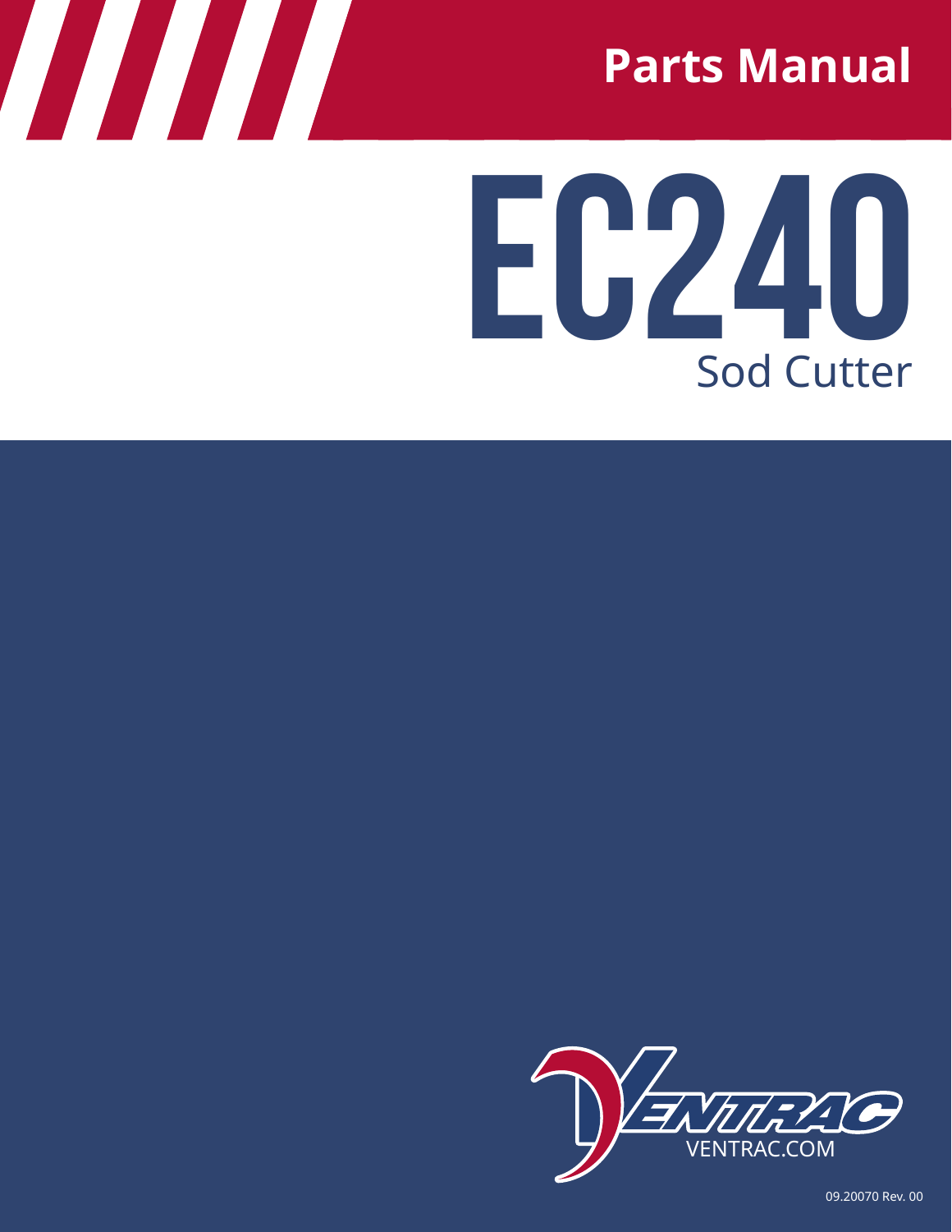# Parts Manual

# EC240

## Sod Cutter

VENTRAC

VENTRAC.COM

09.20070 Rev. 00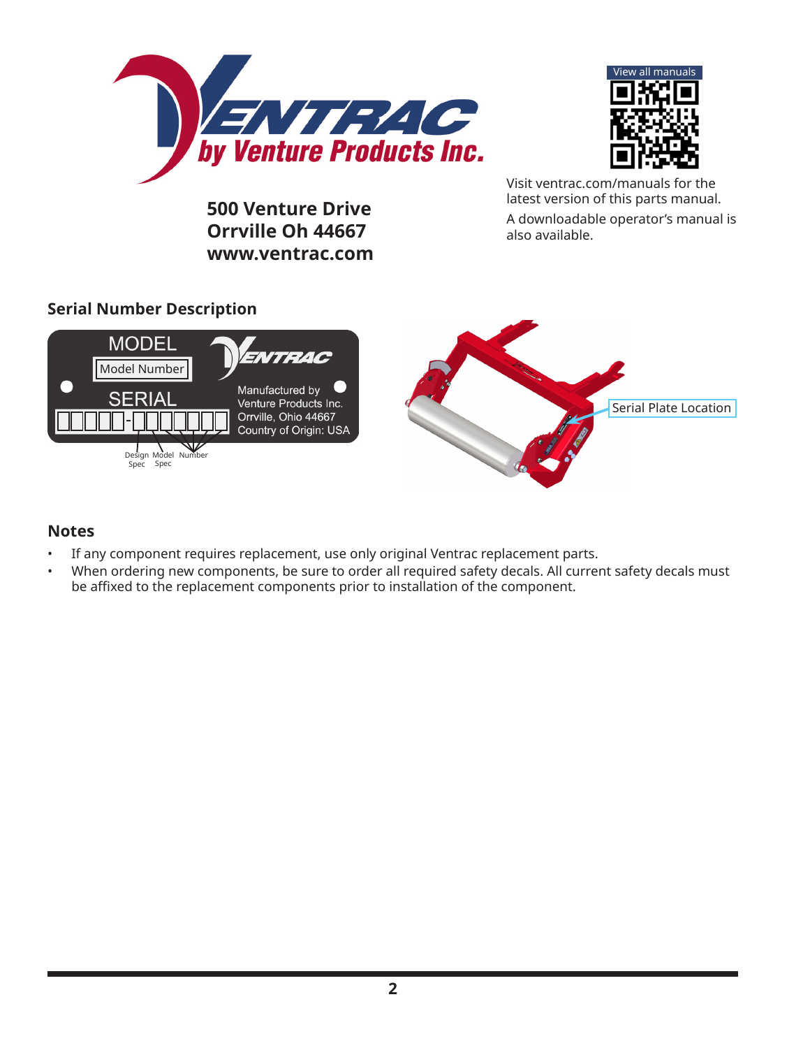**500 Venture Drive**
**Orrville Oh 44667**
**www.ventrac.com**

View all manuals

Visit ventrac.com/manuals for the latest version of this parts manual.

A downloadable operator's manual is also available.

## Serial Number Description

MODEL
Model Number

SERIAL
□□□□□-□□□□□□□

Design Spec | Model Spec | Number

Manufactured by Venture Products Inc. Orrville, Ohio 44667 Country of Origin: USA

Serial Plate Location

## Notes

- If any component requires replacement, use only original Ventrac replacement parts.
- When ordering new components, be sure to order all required safety decals. All current safety decals must be affixed to the replacement components prior to installation of the component.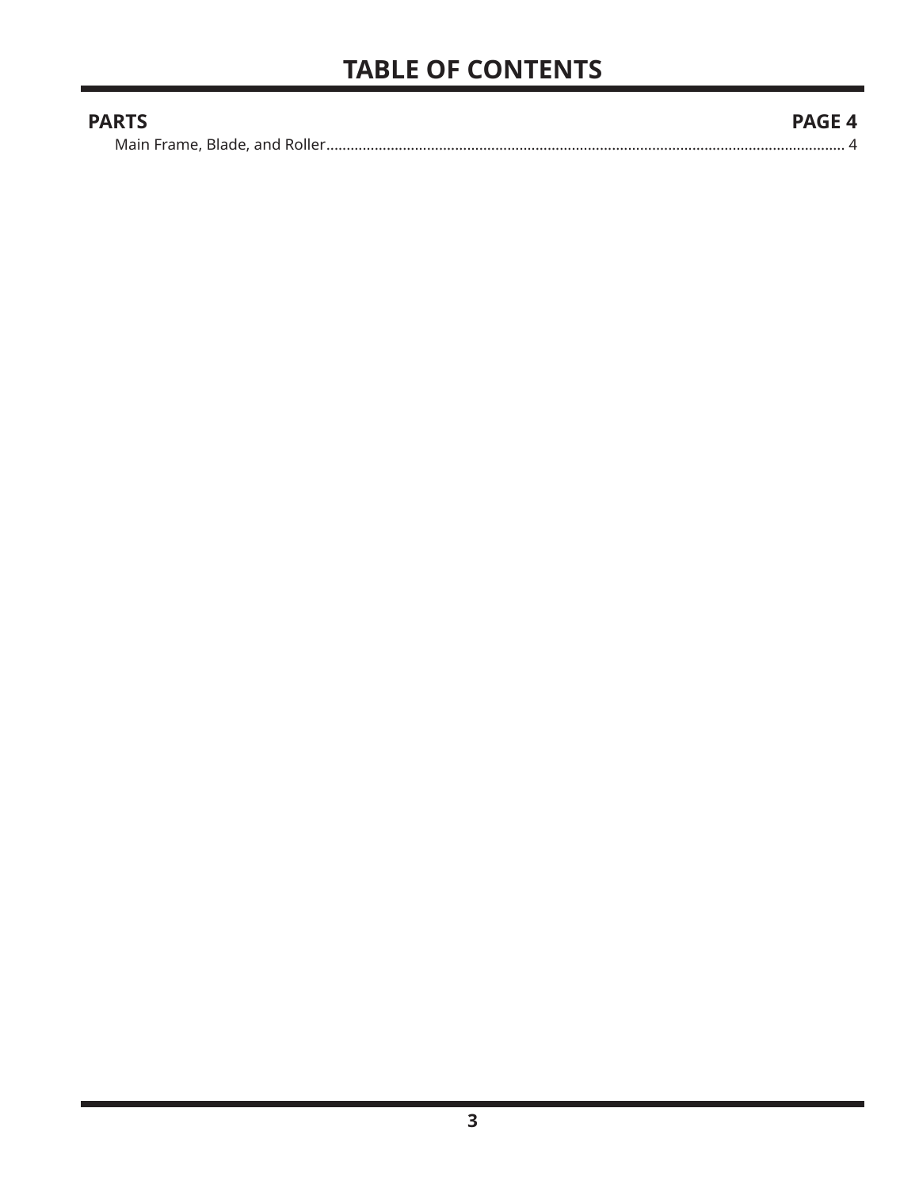# TABLE OF CONTENTS

**PARTS** **PAGE 4**

Main Frame, Blade, and Roller........................................................................................................................ 4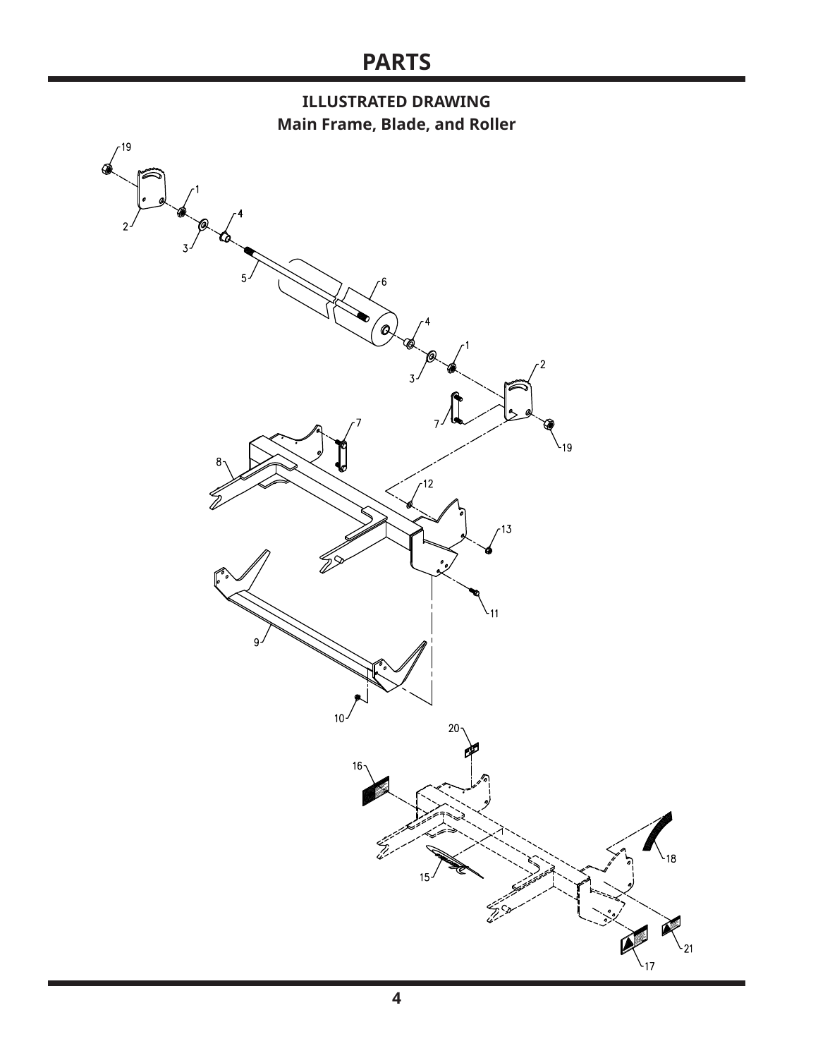# PARTS

## ILLUSTRATED DRAWING

### Main Frame, Blade, and Roller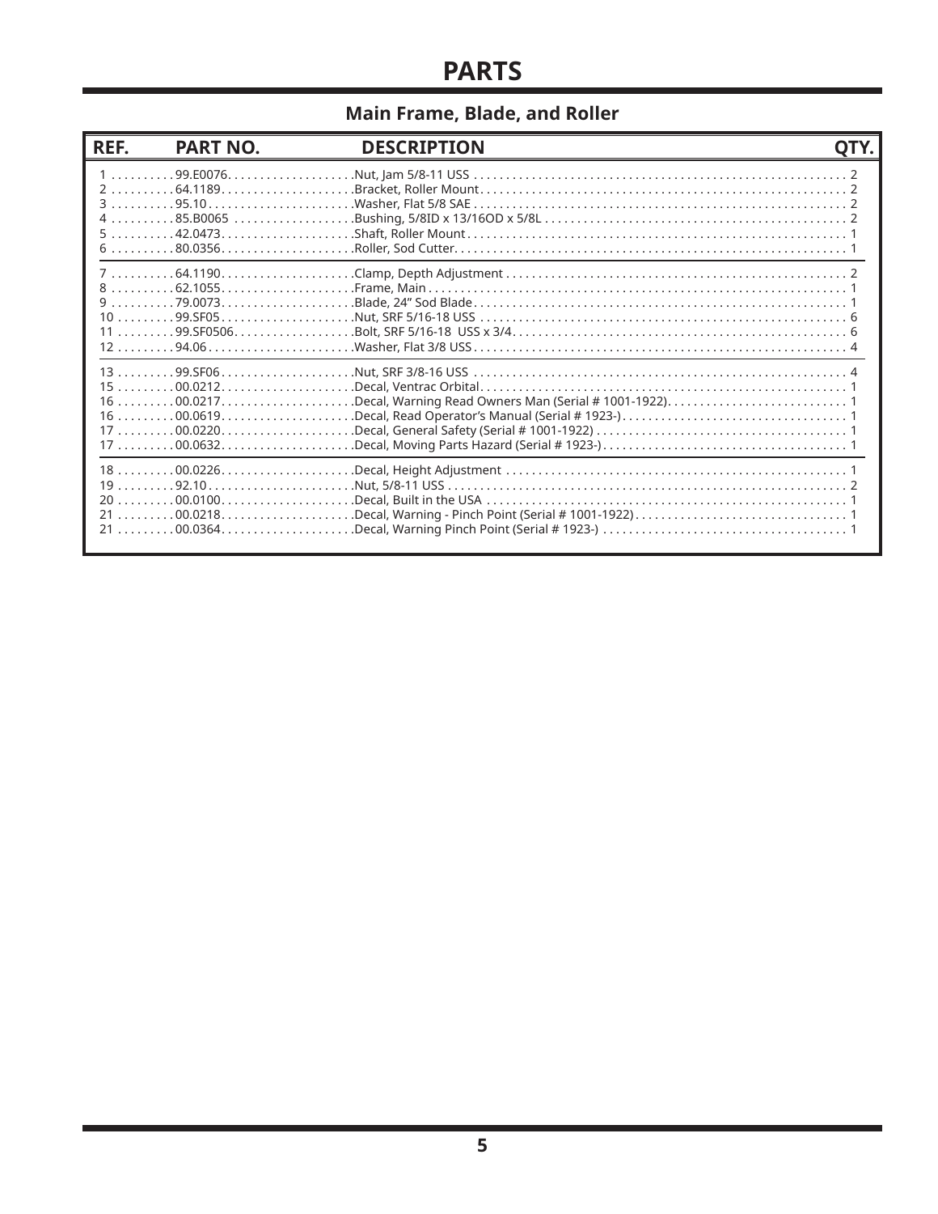# PARTS

## Main Frame, Blade, and Roller

| REF. | PART NO. | DESCRIPTION | QTY. |
| --- | --- | --- | --- |
| 1 | 99.E0076 | Nut, Jam 5/8-11 USS | 2 |
| 2 | 64.1189 | Bracket, Roller Mount | 2 |
| 3 | 95.10 | Washer, Flat 5/8 SAE | 2 |
| 4 | 85.B0065 | Bushing, 5/8ID x 13/16OD x 5/8L | 2 |
| 5 | 42.0473 | Shaft, Roller Mount | 1 |
| 6 | 80.0356 | Roller, Sod Cutter | 1 |
| 7 | 64.1190 | Clamp, Depth Adjustment | 2 |
| 8 | 62.1055 | Frame, Main | 1 |
| 9 | 79.0073 | Blade, 24" Sod Blade | 1 |
| 10 | 99.SF05 | Nut, SRF 5/16-18 USS | 6 |
| 11 | 99.SF0506 | Bolt, SRF 5/16-18 USS x 3/4 | 6 |
| 12 | 94.06 | Washer, Flat 3/8 USS | 4 |
| 13 | 99.SF06 | Nut, SRF 3/8-16 USS | 4 |
| 15 | 00.0212 | Decal, Ventrac Orbital | 1 |
| 16 | 00.0217 | Decal, Warning Read Owners Man (Serial # 1001-1922) | 1 |
| 16 | 00.0619 | Decal, Read Operator's Manual (Serial # 1923-) | 1 |
| 17 | 00.0220 | Decal, General Safety (Serial # 1001-1922) | 1 |
| 17 | 00.0632 | Decal, Moving Parts Hazard (Serial # 1923-) | 1 |
| 18 | 00.0226 | Decal, Height Adjustment | 1 |
| 19 | 92.10 | Nut, 5/8-11 USS | 2 |
| 20 | 00.0100 | Decal, Built in the USA | 1 |
| 21 | 00.0218 | Decal, Warning - Pinch Point (Serial # 1001-1922) | 1 |
| 21 | 00.0364 | Decal, Warning Pinch Point (Serial # 1923-) | 1 |